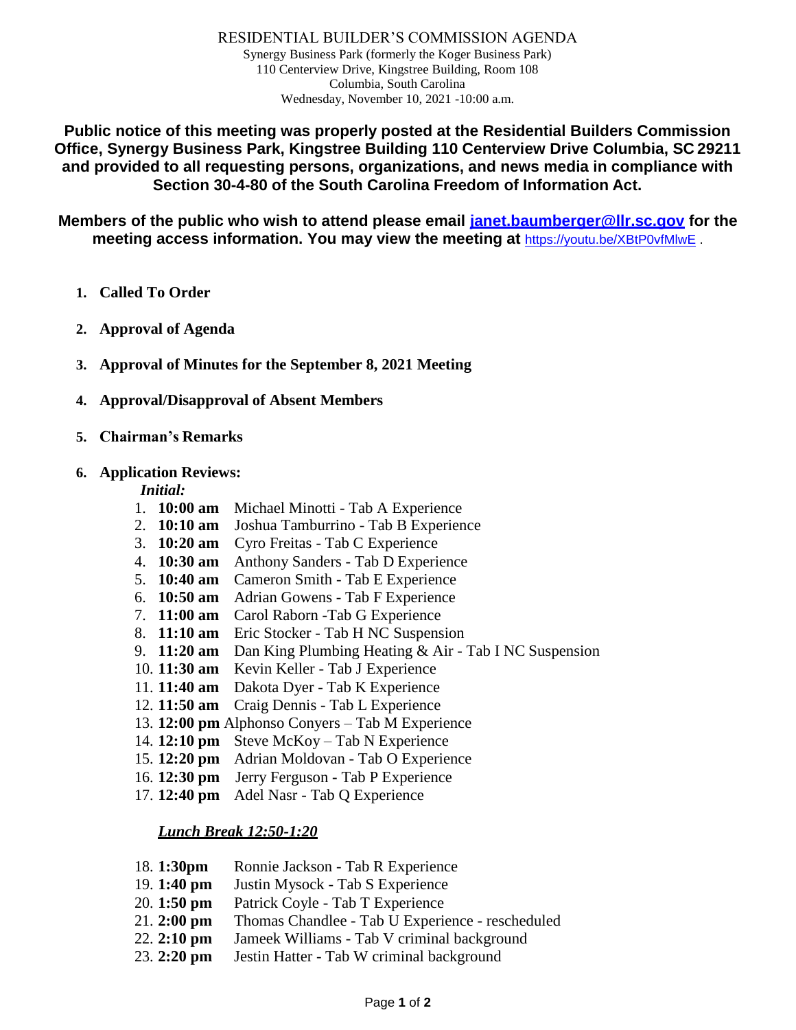# RESIDENTIAL BUILDER'S COMMISSION AGENDA

Synergy Business Park (formerly the Koger Business Park)
110 Centerview Drive, Kingstree Building, Room 108
Columbia, South Carolina
Wednesday, November 10, 2021 -10:00 a.m.

**Public notice of this meeting was properly posted at the Residential Builders Commission Office, Synergy Business Park, Kingstree Building 110 Centerview Drive Columbia, SC 29211 and provided to all requesting persons, organizations, and news media in compliance with Section 30-4-80 of the South Carolina Freedom of Information Act.**

**Members of the public who wish to attend please email janet.baumberger@llr.sc.gov for the meeting access information. You may view the meeting at** https://youtu.be/XBtP0vfMlwE .

1. **Called To Order**

2. **Approval of Agenda**

3. **Approval of Minutes for the September 8, 2021 Meeting**

4. **Approval/Disapproval of Absent Members**

5. **Chairman's Remarks**

6. **Application Reviews:**

   ***Initial:***

   1. **10:00 am** Michael Minotti - Tab A Experience
   2. **10:10 am** Joshua Tamburrino - Tab B Experience
   3. **10:20 am** Cyro Freitas - Tab C Experience
   4. **10:30 am** Anthony Sanders - Tab D Experience
   5. **10:40 am** Cameron Smith - Tab E Experience
   6. **10:50 am** Adrian Gowens - Tab F Experience
   7. **11:00 am** Carol Raborn -Tab G Experience
   8. **11:10 am** Eric Stocker - Tab H NC Suspension
   9. **11:20 am** Dan King Plumbing Heating & Air - Tab I NC Suspension
   10. **11:30 am** Kevin Keller - Tab J Experience
   11. **11:40 am** Dakota Dyer - Tab K Experience
   12. **11:50 am** Craig Dennis - Tab L Experience
   13. **12:00 pm** Alphonso Conyers – Tab M Experience
   14. **12:10 pm** Steve McKoy – Tab N Experience
   15. **12:20 pm** Adrian Moldovan - Tab O Experience
   16. **12:30 pm** Jerry Ferguson - Tab P Experience
   17. **12:40 pm** Adel Nasr - Tab Q Experience

   ***Lunch Break 12:50-1:20***

   18. **1:30pm** Ronnie Jackson - Tab R Experience
   19. **1:40 pm** Justin Mysock - Tab S Experience
   20. **1:50 pm** Patrick Coyle - Tab T Experience
   21. **2:00 pm** Thomas Chandlee - Tab U Experience - rescheduled
   22. **2:10 pm** Jameek Williams - Tab V criminal background
   23. **2:20 pm** Jestin Hatter - Tab W criminal background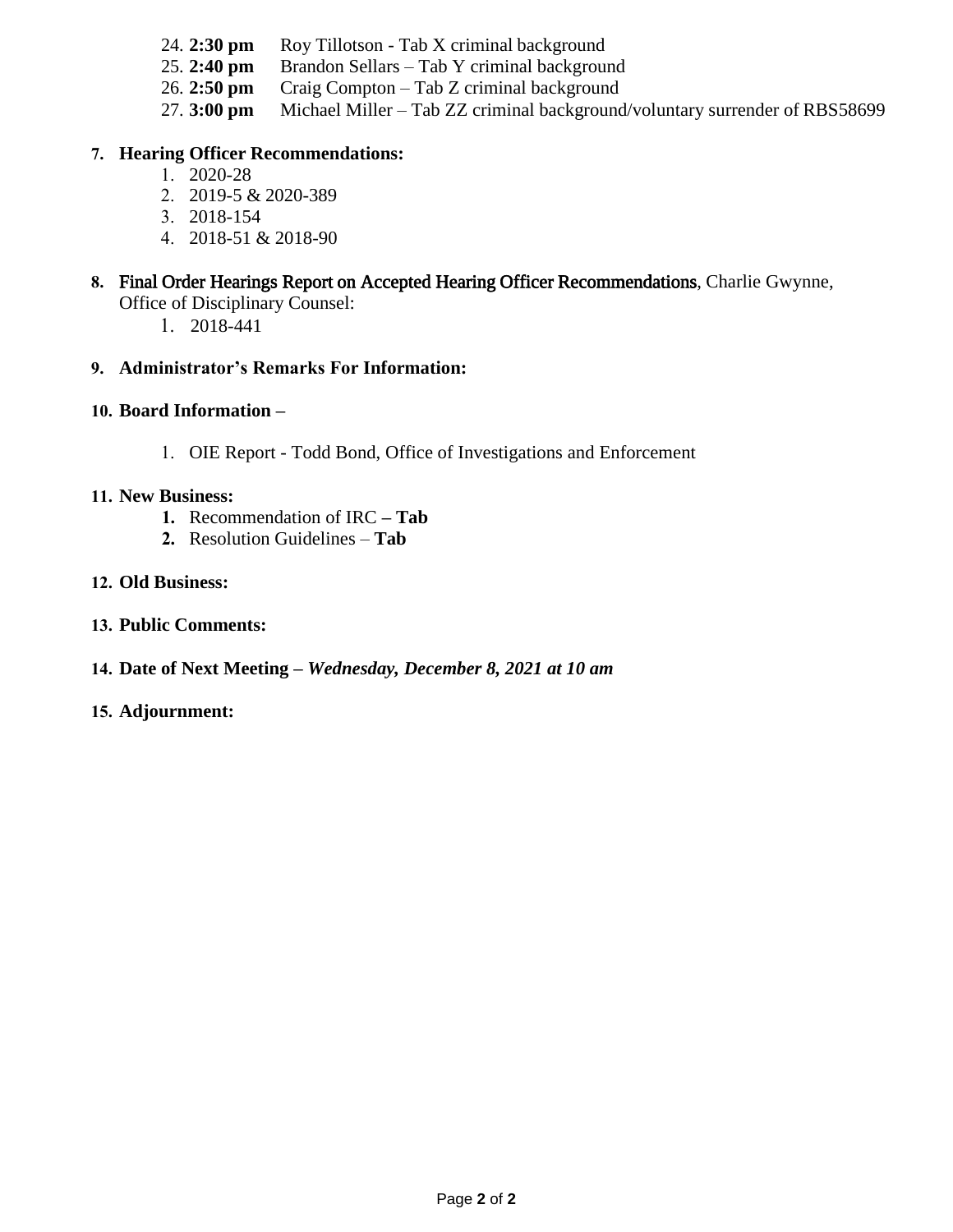24. **2:30 pm** Roy Tillotson - Tab X criminal background
25. **2:40 pm** Brandon Sellars – Tab Y criminal background
26. **2:50 pm** Craig Compton – Tab Z criminal background
27. **3:00 pm** Michael Miller – Tab ZZ criminal background/voluntary surrender of RBS58699

**7. Hearing Officer Recommendations:**

1. 2020-28
2. 2019-5 & 2020-389
3. 2018-154
4. 2018-51 & 2018-90

**8.** Final Order Hearings Report on Accepted Hearing Officer Recommendations, Charlie Gwynne, Office of Disciplinary Counsel:

1. 2018-441

**9. Administrator's Remarks For Information:**

**10. Board Information –**

1. OIE Report - Todd Bond, Office of Investigations and Enforcement

**11. New Business:**

1. Recommendation of IRC **– Tab**
2. Resolution Guidelines – **Tab**

**12. Old Business:**

**13. Public Comments:**

**14. Date of Next Meeting –** ***Wednesday, December 8, 2021 at 10 am***

**15. Adjournment:**